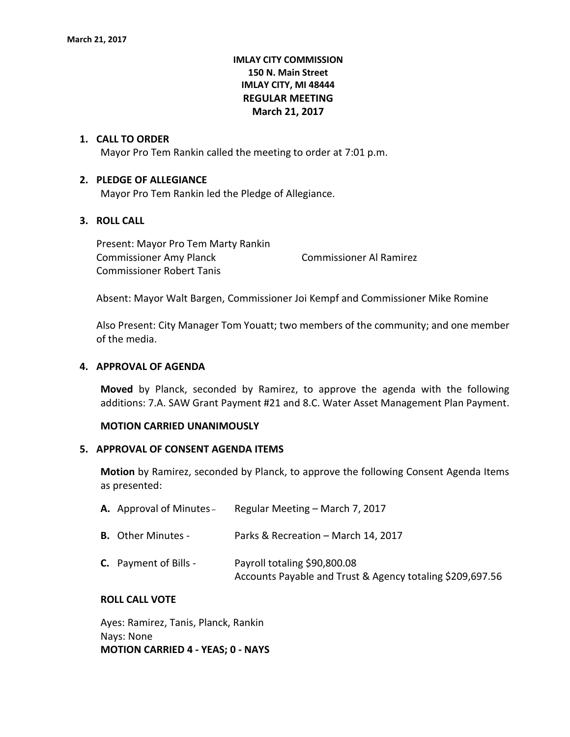**IMLAY CITY COMMISSION**
**150 N. Main Street**
**IMLAY CITY, MI 48444**
**REGULAR MEETING**
**March 21, 2017**

## 1. CALL TO ORDER

Mayor Pro Tem Rankin called the meeting to order at 7:01 p.m.

## 2. PLEDGE OF ALLEGIANCE

Mayor Pro Tem Rankin led the Pledge of Allegiance.

## 3. ROLL CALL

Present: Mayor Pro Tem Marty Rankin
Commissioner Amy Planck
Commissioner Al Ramirez
Commissioner Robert Tanis

Absent: Mayor Walt Bargen, Commissioner Joi Kempf and Commissioner Mike Romine

Also Present: City Manager Tom Youatt; two members of the community; and one member of the media.

## 4. APPROVAL OF AGENDA

**Moved** by Planck, seconded by Ramirez, to approve the agenda with the following additions: 7.A. SAW Grant Payment #21 and 8.C. Water Asset Management Plan Payment.

**MOTION CARRIED UNANIMOUSLY**

## 5. APPROVAL OF CONSENT AGENDA ITEMS

**Motion** by Ramirez, seconded by Planck, to approve the following Consent Agenda Items as presented:

- **A.** Approval of Minutes – Regular Meeting – March 7, 2017
- **B.** Other Minutes - Parks & Recreation – March 14, 2017
- **C.** Payment of Bills - Payroll totaling $90,800.08
  Accounts Payable and Trust & Agency totaling $209,697.56

**ROLL CALL VOTE**

Ayes: Ramirez, Tanis, Planck, Rankin
Nays: None
**MOTION CARRIED 4 - YEAS; 0 - NAYS**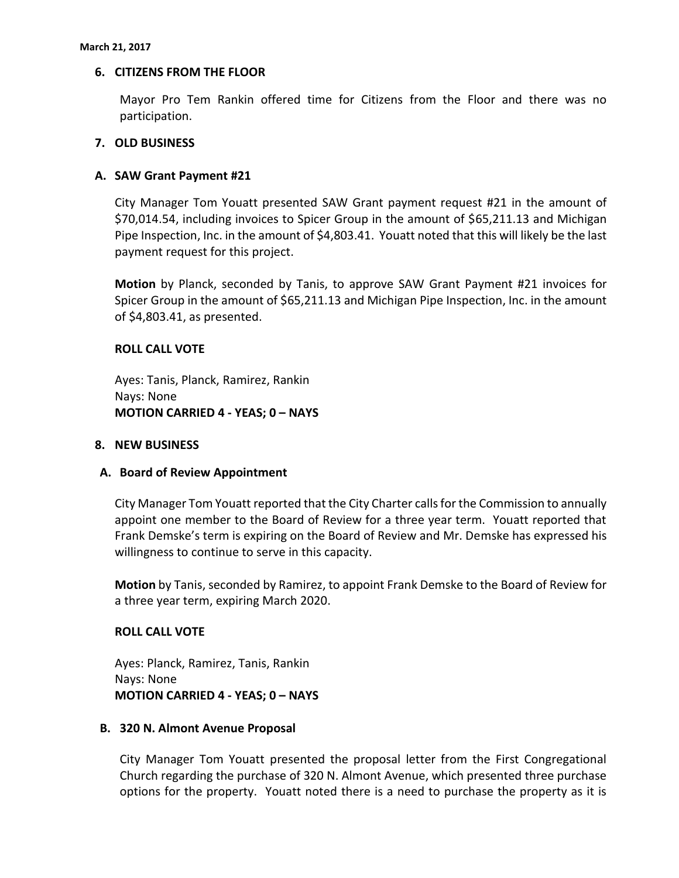## 6. CITIZENS FROM THE FLOOR

Mayor Pro Tem Rankin offered time for Citizens from the Floor and there was no participation.

## 7. OLD BUSINESS

### A. SAW Grant Payment #21

City Manager Tom Youatt presented SAW Grant payment request #21 in the amount of $70,014.54, including invoices to Spicer Group in the amount of $65,211.13 and Michigan Pipe Inspection, Inc. in the amount of $4,803.41. Youatt noted that this will likely be the last payment request for this project.

**Motion** by Planck, seconded by Tanis, to approve SAW Grant Payment #21 invoices for Spicer Group in the amount of $65,211.13 and Michigan Pipe Inspection, Inc. in the amount of $4,803.41, as presented.

**ROLL CALL VOTE**

Ayes: Tanis, Planck, Ramirez, Rankin
Nays: None
**MOTION CARRIED 4 - YEAS; 0 – NAYS**

## 8. NEW BUSINESS

### A. Board of Review Appointment

City Manager Tom Youatt reported that the City Charter calls for the Commission to annually appoint one member to the Board of Review for a three year term. Youatt reported that Frank Demske's term is expiring on the Board of Review and Mr. Demske has expressed his willingness to continue to serve in this capacity.

**Motion** by Tanis, seconded by Ramirez, to appoint Frank Demske to the Board of Review for a three year term, expiring March 2020.

**ROLL CALL VOTE**

Ayes: Planck, Ramirez, Tanis, Rankin
Nays: None
**MOTION CARRIED 4 - YEAS; 0 – NAYS**

### B. 320 N. Almont Avenue Proposal

City Manager Tom Youatt presented the proposal letter from the First Congregational Church regarding the purchase of 320 N. Almont Avenue, which presented three purchase options for the property. Youatt noted there is a need to purchase the property as it is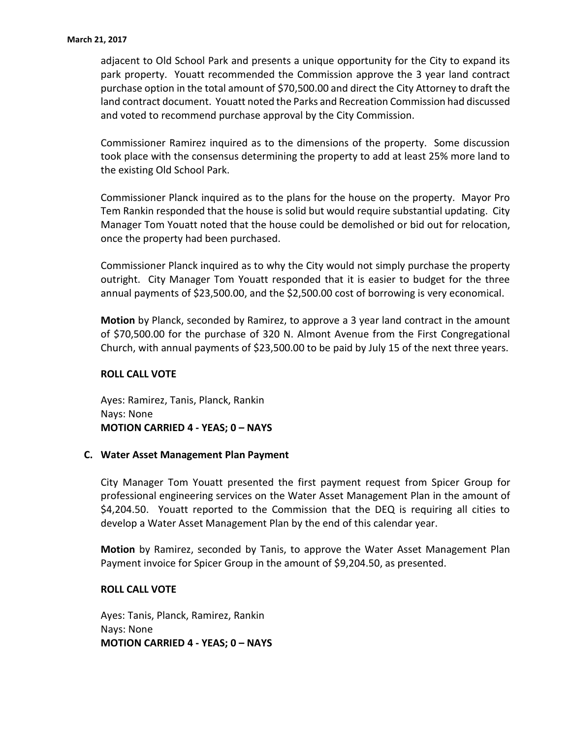adjacent to Old School Park and presents a unique opportunity for the City to expand its park property. Youatt recommended the Commission approve the 3 year land contract purchase option in the total amount of $70,500.00 and direct the City Attorney to draft the land contract document. Youatt noted the Parks and Recreation Commission had discussed and voted to recommend purchase approval by the City Commission.

Commissioner Ramirez inquired as to the dimensions of the property. Some discussion took place with the consensus determining the property to add at least 25% more land to the existing Old School Park.

Commissioner Planck inquired as to the plans for the house on the property. Mayor Pro Tem Rankin responded that the house is solid but would require substantial updating. City Manager Tom Youatt noted that the house could be demolished or bid out for relocation, once the property had been purchased.

Commissioner Planck inquired as to why the City would not simply purchase the property outright. City Manager Tom Youatt responded that it is easier to budget for the three annual payments of $23,500.00, and the $2,500.00 cost of borrowing is very economical.

**Motion** by Planck, seconded by Ramirez, to approve a 3 year land contract in the amount of $70,500.00 for the purchase of 320 N. Almont Avenue from the First Congregational Church, with annual payments of $23,500.00 to be paid by July 15 of the next three years.

**ROLL CALL VOTE**

Ayes: Ramirez, Tanis, Planck, Rankin
Nays: None
**MOTION CARRIED 4 - YEAS; 0 – NAYS**

**C. Water Asset Management Plan Payment**

City Manager Tom Youatt presented the first payment request from Spicer Group for professional engineering services on the Water Asset Management Plan in the amount of $4,204.50. Youatt reported to the Commission that the DEQ is requiring all cities to develop a Water Asset Management Plan by the end of this calendar year.

**Motion** by Ramirez, seconded by Tanis, to approve the Water Asset Management Plan Payment invoice for Spicer Group in the amount of $9,204.50, as presented.

**ROLL CALL VOTE**

Ayes: Tanis, Planck, Ramirez, Rankin
Nays: None
**MOTION CARRIED 4 - YEAS; 0 – NAYS**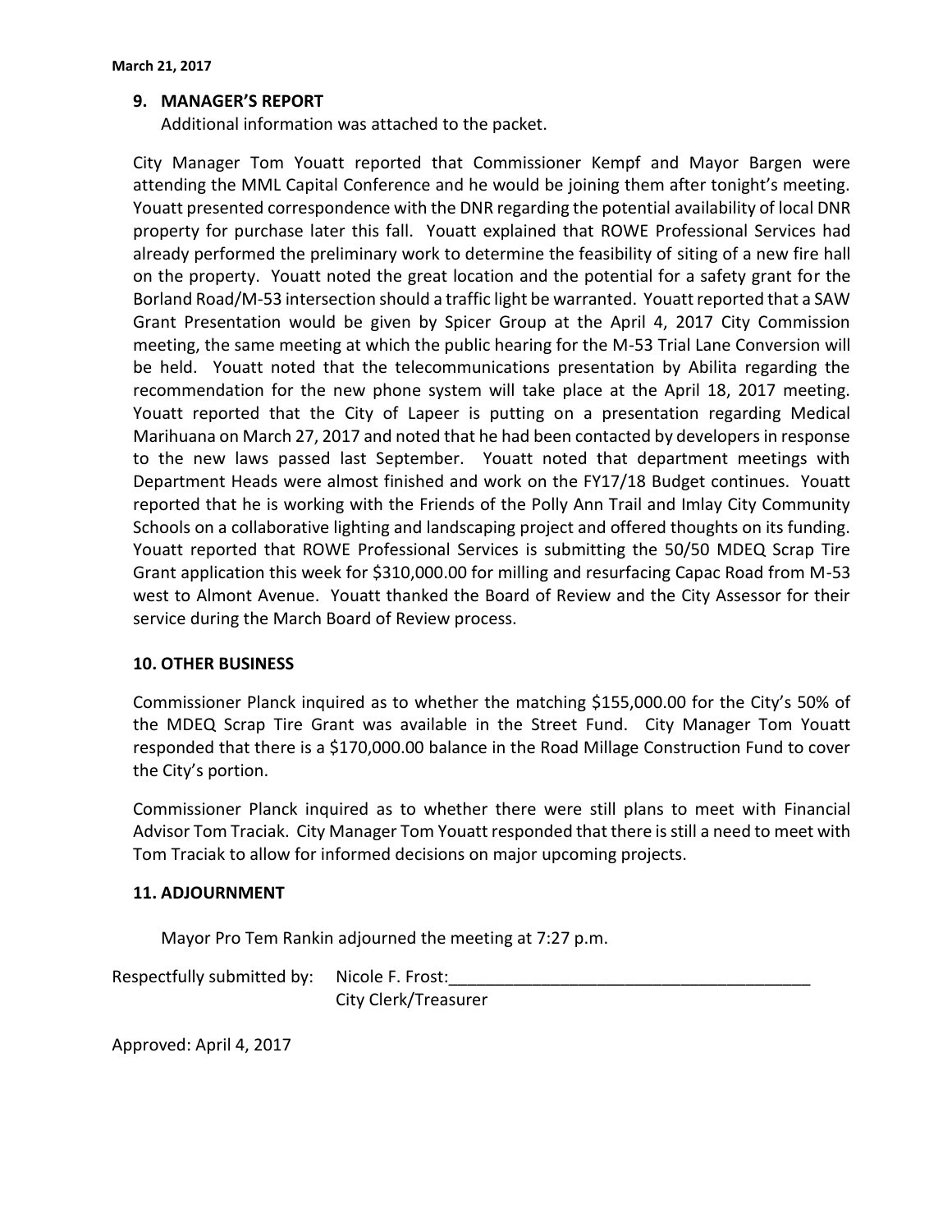## 9. MANAGER'S REPORT

Additional information was attached to the packet.

City Manager Tom Youatt reported that Commissioner Kempf and Mayor Bargen were attending the MML Capital Conference and he would be joining them after tonight's meeting. Youatt presented correspondence with the DNR regarding the potential availability of local DNR property for purchase later this fall. Youatt explained that ROWE Professional Services had already performed the preliminary work to determine the feasibility of siting of a new fire hall on the property. Youatt noted the great location and the potential for a safety grant for the Borland Road/M-53 intersection should a traffic light be warranted. Youatt reported that a SAW Grant Presentation would be given by Spicer Group at the April 4, 2017 City Commission meeting, the same meeting at which the public hearing for the M-53 Trial Lane Conversion will be held. Youatt noted that the telecommunications presentation by Abilita regarding the recommendation for the new phone system will take place at the April 18, 2017 meeting. Youatt reported that the City of Lapeer is putting on a presentation regarding Medical Marihuana on March 27, 2017 and noted that he had been contacted by developers in response to the new laws passed last September. Youatt noted that department meetings with Department Heads were almost finished and work on the FY17/18 Budget continues. Youatt reported that he is working with the Friends of the Polly Ann Trail and Imlay City Community Schools on a collaborative lighting and landscaping project and offered thoughts on its funding. Youatt reported that ROWE Professional Services is submitting the 50/50 MDEQ Scrap Tire Grant application this week for $310,000.00 for milling and resurfacing Capac Road from M-53 west to Almont Avenue. Youatt thanked the Board of Review and the City Assessor for their service during the March Board of Review process.

## 10. OTHER BUSINESS

Commissioner Planck inquired as to whether the matching $155,000.00 for the City's 50% of the MDEQ Scrap Tire Grant was available in the Street Fund. City Manager Tom Youatt responded that there is a $170,000.00 balance in the Road Millage Construction Fund to cover the City's portion.

Commissioner Planck inquired as to whether there were still plans to meet with Financial Advisor Tom Traciak. City Manager Tom Youatt responded that there is still a need to meet with Tom Traciak to allow for informed decisions on major upcoming projects.

## 11. ADJOURNMENT

Mayor Pro Tem Rankin adjourned the meeting at 7:27 p.m.

Respectfully submitted by: Nicole F. Frost:_______________________________________
City Clerk/Treasurer

Approved: April 4, 2017